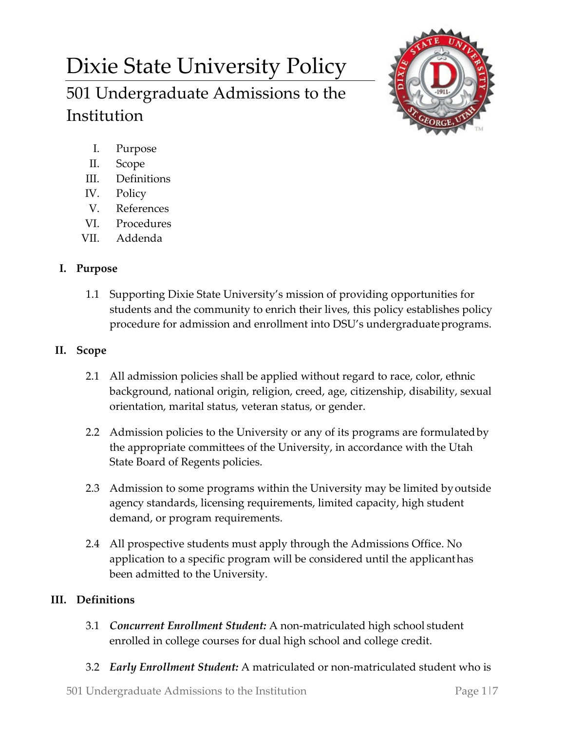# Dixie State University Policy

## 501 Undergraduate Admissions to the Institution

I. Purpose
II. Scope
III. Definitions
IV. Policy
V. References
VI. Procedures
VII. Addenda

### I. Purpose

1.1 Supporting Dixie State University's mission of providing opportunities for students and the community to enrich their lives, this policy establishes policy procedure for admission and enrollment into DSU's undergraduate programs.

### II. Scope

2.1 All admission policies shall be applied without regard to race, color, ethnic background, national origin, religion, creed, age, citizenship, disability, sexual orientation, marital status, veteran status, or gender.

2.2 Admission policies to the University or any of its programs are formulated by the appropriate committees of the University, in accordance with the Utah State Board of Regents policies.

2.3 Admission to some programs within the University may be limited by outside agency standards, licensing requirements, limited capacity, high student demand, or program requirements.

2.4 All prospective students must apply through the Admissions Office. No application to a specific program will be considered until the applicant has been admitted to the University.

### III. Definitions

3.1 ***Concurrent Enrollment Student:*** A non-matriculated high school student enrolled in college courses for dual high school and college credit.

3.2 ***Early Enrollment Student:*** A matriculated or non-matriculated student who is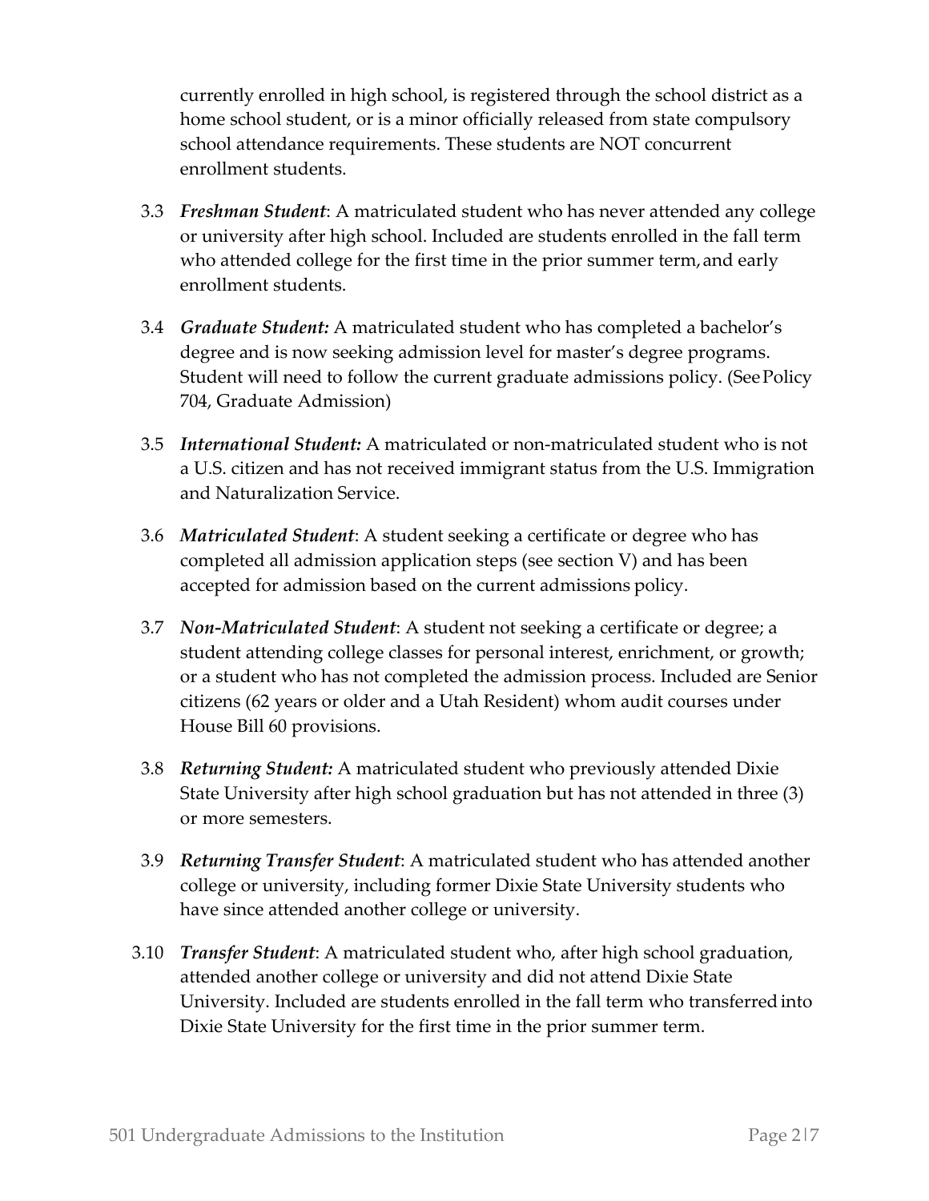currently enrolled in high school, is registered through the school district as a home school student, or is a minor officially released from state compulsory school attendance requirements. These students are NOT concurrent enrollment students.

3.3 ***Freshman Student***: A matriculated student who has never attended any college or university after high school. Included are students enrolled in the fall term who attended college for the first time in the prior summer term, and early enrollment students.

3.4 ***Graduate Student:*** A matriculated student who has completed a bachelor's degree and is now seeking admission level for master's degree programs. Student will need to follow the current graduate admissions policy. (See Policy 704, Graduate Admission)

3.5 ***International Student:*** A matriculated or non-matriculated student who is not a U.S. citizen and has not received immigrant status from the U.S. Immigration and Naturalization Service.

3.6 ***Matriculated Student***: A student seeking a certificate or degree who has completed all admission application steps (see section V) and has been accepted for admission based on the current admissions policy.

3.7 ***Non-Matriculated Student***: A student not seeking a certificate or degree; a student attending college classes for personal interest, enrichment, or growth; or a student who has not completed the admission process. Included are Senior citizens (62 years or older and a Utah Resident) whom audit courses under House Bill 60 provisions.

3.8 ***Returning Student:*** A matriculated student who previously attended Dixie State University after high school graduation but has not attended in three (3) or more semesters.

3.9 ***Returning Transfer Student***: A matriculated student who has attended another college or university, including former Dixie State University students who have since attended another college or university.

3.10 ***Transfer Student***: A matriculated student who, after high school graduation, attended another college or university and did not attend Dixie State University. Included are students enrolled in the fall term who transferred into Dixie State University for the first time in the prior summer term.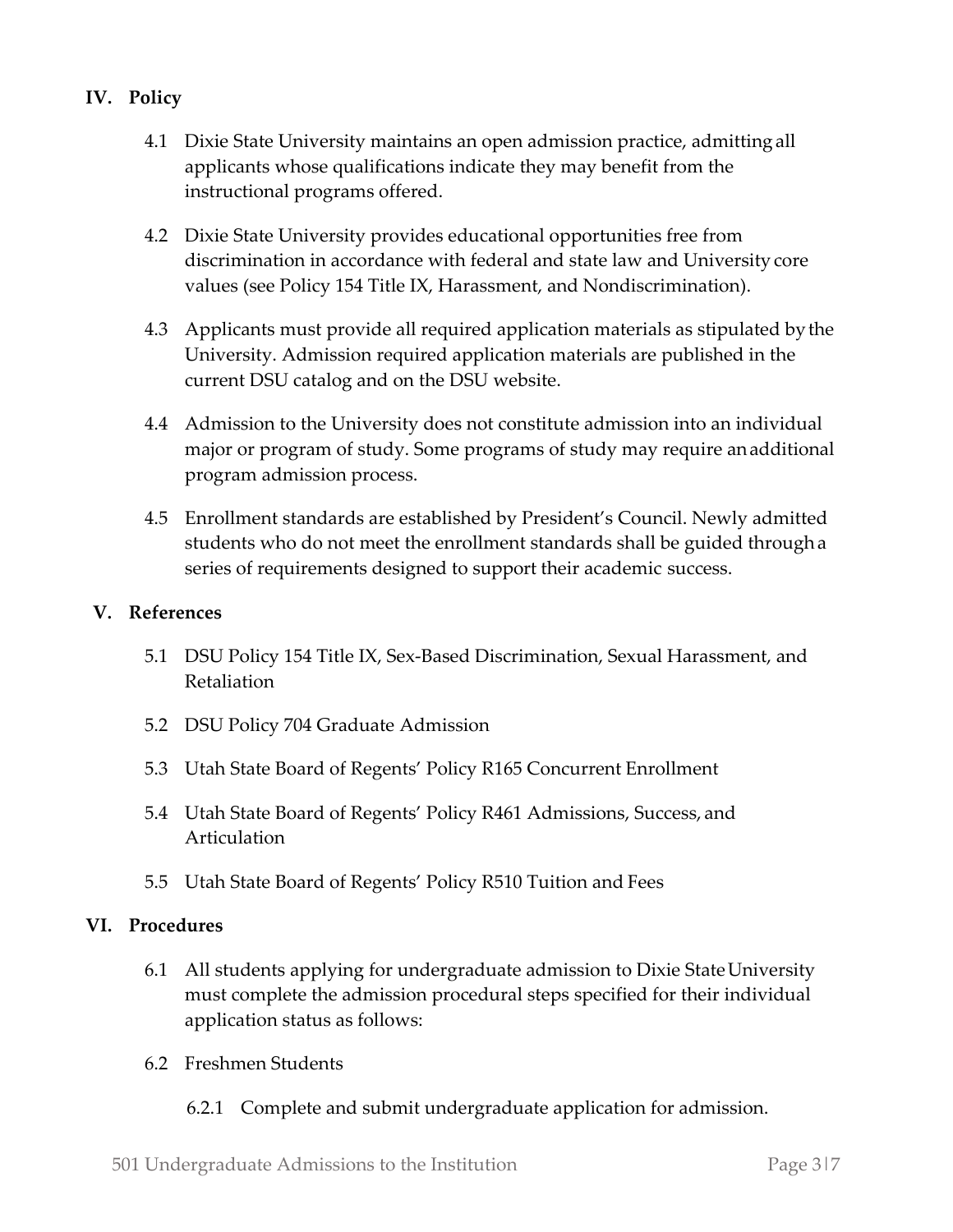## IV. Policy

4.1 Dixie State University maintains an open admission practice, admitting all applicants whose qualifications indicate they may benefit from the instructional programs offered.

4.2 Dixie State University provides educational opportunities free from discrimination in accordance with federal and state law and University core values (see Policy 154 Title IX, Harassment, and Nondiscrimination).

4.3 Applicants must provide all required application materials as stipulated by the University. Admission required application materials are published in the current DSU catalog and on the DSU website.

4.4 Admission to the University does not constitute admission into an individual major or program of study. Some programs of study may require an additional program admission process.

4.5 Enrollment standards are established by President's Council. Newly admitted students who do not meet the enrollment standards shall be guided through a series of requirements designed to support their academic success.

## V. References

5.1 DSU Policy 154 Title IX, Sex-Based Discrimination, Sexual Harassment, and Retaliation

5.2 DSU Policy 704 Graduate Admission

5.3 Utah State Board of Regents' Policy R165 Concurrent Enrollment

5.4 Utah State Board of Regents' Policy R461 Admissions, Success, and Articulation

5.5 Utah State Board of Regents' Policy R510 Tuition and Fees

## VI. Procedures

6.1 All students applying for undergraduate admission to Dixie State University must complete the admission procedural steps specified for their individual application status as follows:

6.2 Freshmen Students

6.2.1 Complete and submit undergraduate application for admission.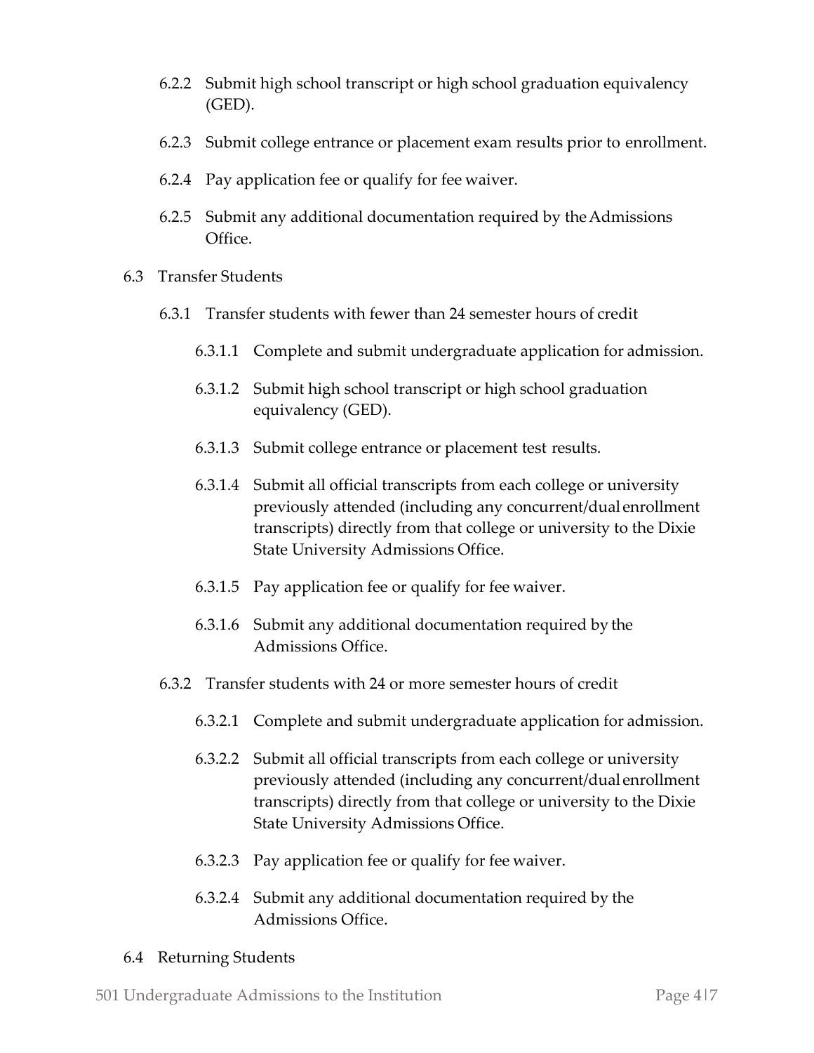6.2.2 Submit high school transcript or high school graduation equivalency (GED).

6.2.3 Submit college entrance or placement exam results prior to enrollment.

6.2.4 Pay application fee or qualify for fee waiver.

6.2.5 Submit any additional documentation required by the Admissions Office.

6.3 Transfer Students

6.3.1 Transfer students with fewer than 24 semester hours of credit

6.3.1.1 Complete and submit undergraduate application for admission.

6.3.1.2 Submit high school transcript or high school graduation equivalency (GED).

6.3.1.3 Submit college entrance or placement test results.

6.3.1.4 Submit all official transcripts from each college or university previously attended (including any concurrent/dual enrollment transcripts) directly from that college or university to the Dixie State University Admissions Office.

6.3.1.5 Pay application fee or qualify for fee waiver.

6.3.1.6 Submit any additional documentation required by the Admissions Office.

6.3.2 Transfer students with 24 or more semester hours of credit

6.3.2.1 Complete and submit undergraduate application for admission.

6.3.2.2 Submit all official transcripts from each college or university previously attended (including any concurrent/dual enrollment transcripts) directly from that college or university to the Dixie State University Admissions Office.

6.3.2.3 Pay application fee or qualify for fee waiver.

6.3.2.4 Submit any additional documentation required by the Admissions Office.

6.4 Returning Students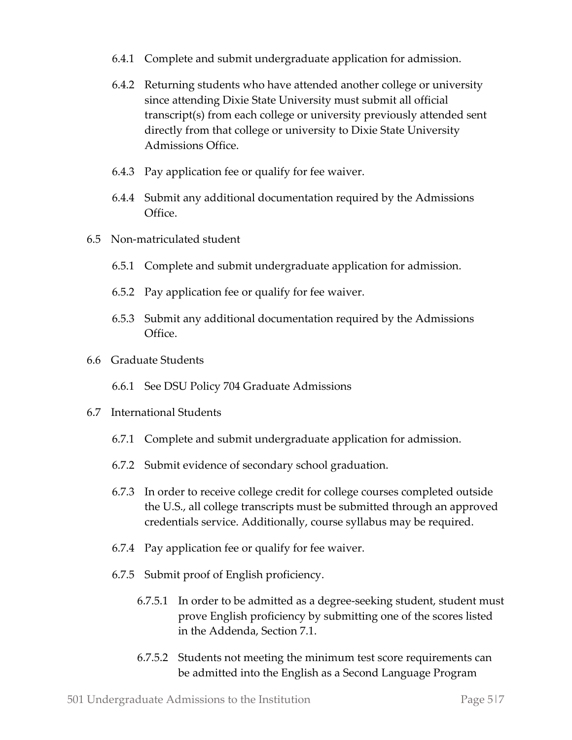6.4.1 Complete and submit undergraduate application for admission.

6.4.2 Returning students who have attended another college or university since attending Dixie State University must submit all official transcript(s) from each college or university previously attended sent directly from that college or university to Dixie State University Admissions Office.

6.4.3 Pay application fee or qualify for fee waiver.

6.4.4 Submit any additional documentation required by the Admissions Office.

6.5 Non-matriculated student

6.5.1 Complete and submit undergraduate application for admission.

6.5.2 Pay application fee or qualify for fee waiver.

6.5.3 Submit any additional documentation required by the Admissions Office.

6.6 Graduate Students

6.6.1 See DSU Policy 704 Graduate Admissions

6.7 International Students

6.7.1 Complete and submit undergraduate application for admission.

6.7.2 Submit evidence of secondary school graduation.

6.7.3 In order to receive college credit for college courses completed outside the U.S., all college transcripts must be submitted through an approved credentials service. Additionally, course syllabus may be required.

6.7.4 Pay application fee or qualify for fee waiver.

6.7.5 Submit proof of English proficiency.

6.7.5.1 In order to be admitted as a degree-seeking student, student must prove English proficiency by submitting one of the scores listed in the Addenda, Section 7.1.

6.7.5.2 Students not meeting the minimum test score requirements can be admitted into the English as a Second Language Program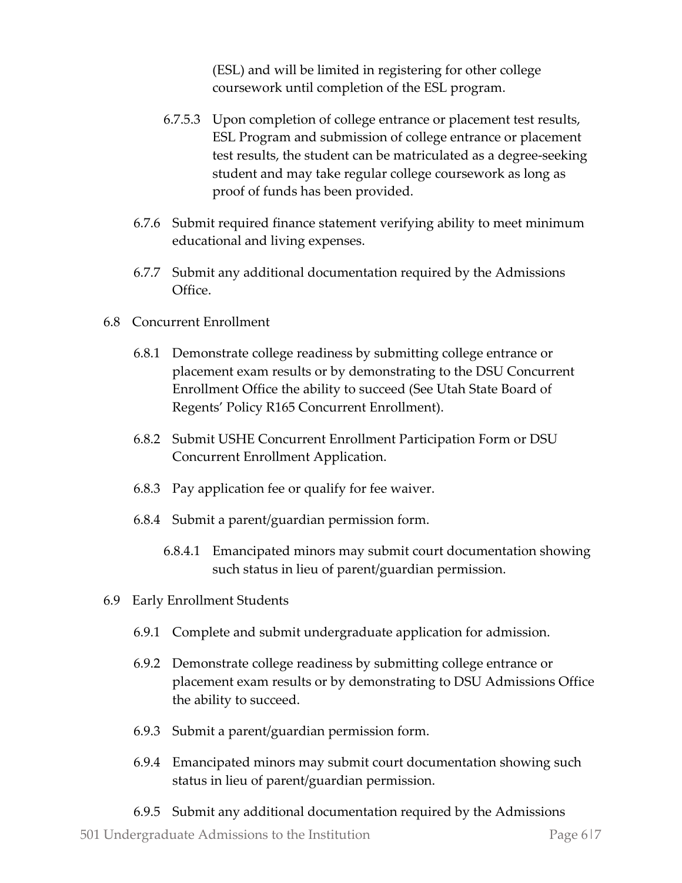(ESL) and will be limited in registering for other college coursework until completion of the ESL program.

6.7.5.3 Upon completion of college entrance or placement test results, ESL Program and submission of college entrance or placement test results, the student can be matriculated as a degree-seeking student and may take regular college coursework as long as proof of funds has been provided.

6.7.6 Submit required finance statement verifying ability to meet minimum educational and living expenses.

6.7.7 Submit any additional documentation required by the Admissions Office.

6.8 Concurrent Enrollment

6.8.1 Demonstrate college readiness by submitting college entrance or placement exam results or by demonstrating to the DSU Concurrent Enrollment Office the ability to succeed (See Utah State Board of Regents' Policy R165 Concurrent Enrollment).

6.8.2 Submit USHE Concurrent Enrollment Participation Form or DSU Concurrent Enrollment Application.

6.8.3 Pay application fee or qualify for fee waiver.

6.8.4 Submit a parent/guardian permission form.

6.8.4.1 Emancipated minors may submit court documentation showing such status in lieu of parent/guardian permission.

6.9 Early Enrollment Students

6.9.1 Complete and submit undergraduate application for admission.

6.9.2 Demonstrate college readiness by submitting college entrance or placement exam results or by demonstrating to DSU Admissions Office the ability to succeed.

6.9.3 Submit a parent/guardian permission form.

6.9.4 Emancipated minors may submit court documentation showing such status in lieu of parent/guardian permission.

6.9.5 Submit any additional documentation required by the Admissions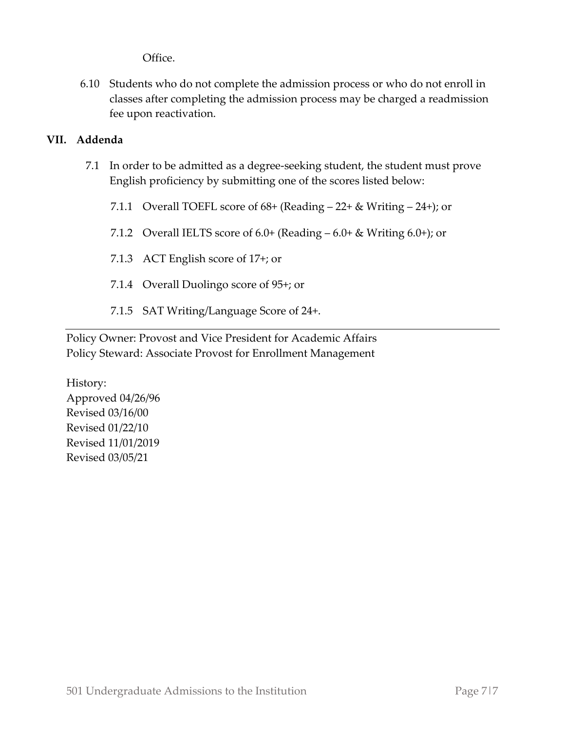Office.

6.10 Students who do not complete the admission process or who do not enroll in classes after completing the admission process may be charged a readmission fee upon reactivation.

## VII. Addenda

7.1 In order to be admitted as a degree-seeking student, the student must prove English proficiency by submitting one of the scores listed below:

7.1.1 Overall TOEFL score of 68+ (Reading – 22+ & Writing – 24+); or

7.1.2 Overall IELTS score of 6.0+ (Reading – 6.0+ & Writing 6.0+); or

7.1.3 ACT English score of 17+; or

7.1.4 Overall Duolingo score of 95+; or

7.1.5 SAT Writing/Language Score of 24+.

---

Policy Owner: Provost and Vice President for Academic Affairs
Policy Steward: Associate Provost for Enrollment Management

History:
Approved 04/26/96
Revised 03/16/00
Revised 01/22/10
Revised 11/01/2019
Revised 03/05/21